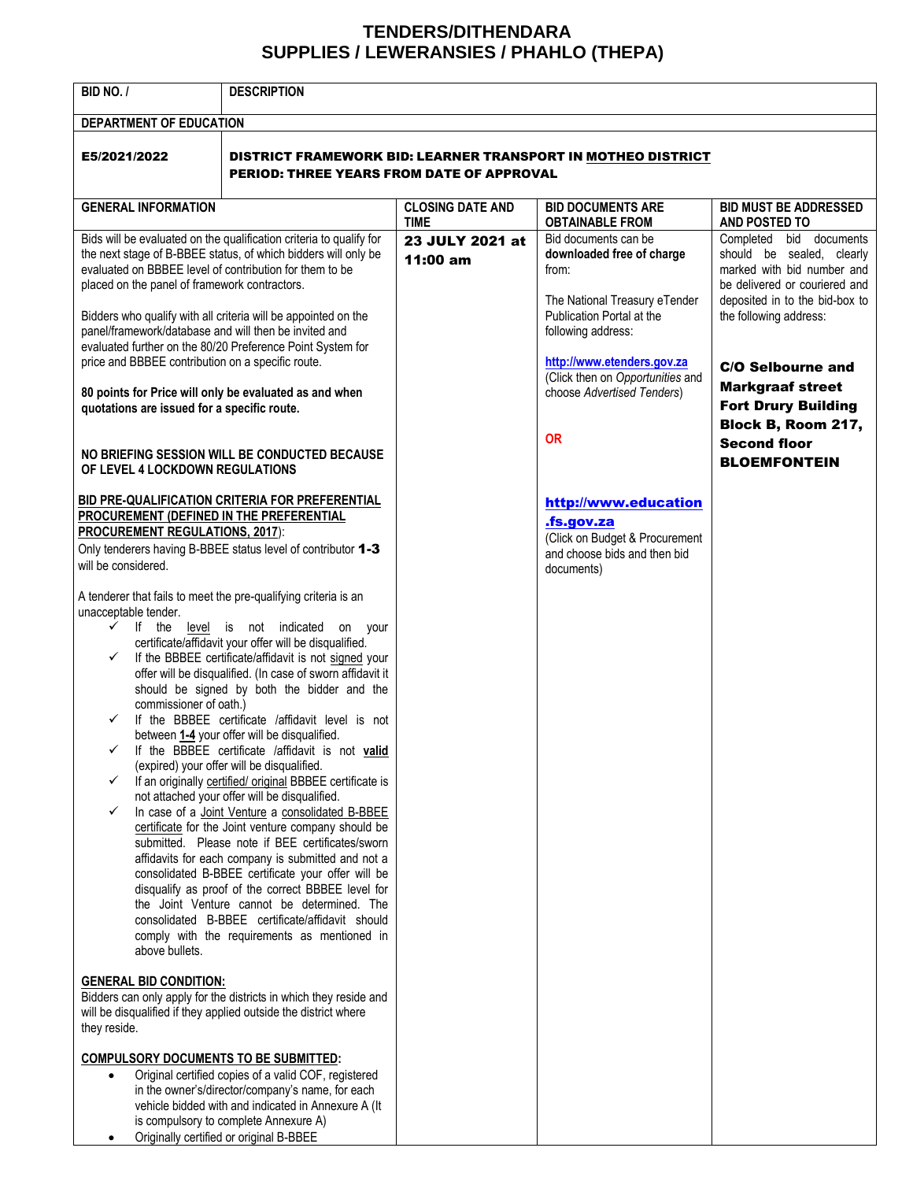# TENDERS/DITHENDARA
# SUPPLIES / LEWERANSIES / PHAHLO (THEPA)

| BID NO. / | DESCRIPTION | | | |
|---|---|---|---|---|
| **DEPARTMENT OF EDUCATION** | | | | |
| **E5/2021/2022** | **DISTRICT FRAMEWORK BID: LEARNER TRANSPORT IN MOTHEO DISTRICT**<br>**PERIOD: THREE YEARS FROM DATE OF APPROVAL** | | | |
| **GENERAL INFORMATION** | | **CLOSING DATE AND TIME** | **BID DOCUMENTS ARE OBTAINABLE FROM** | **BID MUST BE ADDRESSED AND POSTED TO** |
| Bids will be evaluated on the qualification criteria to qualify for the next stage of B-BBEE status, of which bidders will only be evaluated on BBBEE level of contribution for them to be placed on the panel of framework contractors.<br><br>Bidders who qualify with all criteria will be appointed on the panel/framework/database and will then be invited and evaluated further on the 80/20 Preference Point System for price and BBBEE contribution on a specific route.<br><br>**80 points for Price will only be evaluated as and when quotations are issued for a specific route.**<br><br>**NO BRIEFING SESSION WILL BE CONDUCTED BECAUSE OF LEVEL 4 LOCKDOWN REGULATIONS**<br><br>**BID PRE-QUALIFICATION CRITERIA FOR PREFERENTIAL PROCUREMENT (DEFINED IN THE PREFERENTIAL PROCUREMENT REGULATIONS, 2017)**:<br>Only tenderers having B-BBEE status level of contributor **1-3** will be considered.<br><br>A tenderer that fails to meet the pre-qualifying criteria is an unacceptable tender.<br>✓ If the level is not indicated on your certificate/affidavit your offer will be disqualified.<br>✓ If the BBBEE certificate/affidavit is not signed your offer will be disqualified. (In case of sworn affidavit it should be signed by both the bidder and the commissioner of oath.)<br>✓ If the BBBEE certificate /affidavit level is not between **1-4** your offer will be disqualified.<br>✓ If the BBBEE certificate /affidavit is not **valid** (expired) your offer will be disqualified.<br>✓ If an originally certified/ original BBBEE certificate is not attached your offer will be disqualified.<br>✓ In case of a Joint Venture a consolidated B-BBEE certificate for the Joint venture company should be submitted. Please note if BEE certificates/sworn affidavits for each company is submitted and not a consolidated B-BBEE certificate your offer will be disqualify as proof of the correct BBBEE level for the Joint Venture cannot be determined. The consolidated B-BBEE certificate/affidavit should comply with the requirements as mentioned in above bullets.<br><br>**GENERAL BID CONDITION:**<br>Bidders can only apply for the districts in which they reside and will be disqualified if they applied outside the district where they reside.<br><br>**COMPULSORY DOCUMENTS TO BE SUBMITTED:**<br>• Original certified copies of a valid COF, registered in the owner's/director/company's name, for each vehicle bidded with and indicated in Annexure A (It is compulsory to complete Annexure A)<br>• Originally certified or original B-BBEE | | **23 JULY 2021 at 11:00 am** | Bid documents can be **downloaded free of charge** from:<br><br>The National Treasury eTender Publication Portal at the following address:<br><br>http://www.etenders.gov.za<br>(Click then on *Opportunities* and choose *Advertised Tenders*)<br><br>**OR**<br><br>**http://www.education.fs.gov.za**<br>(Click on Budget & Procurement and choose bids and then bid documents) | Completed bid documents should be sealed, clearly marked with bid number and be delivered or couriered and deposited in to the bid-box to the following address:<br><br>**C/O Selbourne and Markgraaf street**<br>**Fort Drury Building**<br>**Block B, Room 217, Second floor**<br>**BLOEMFONTEIN** |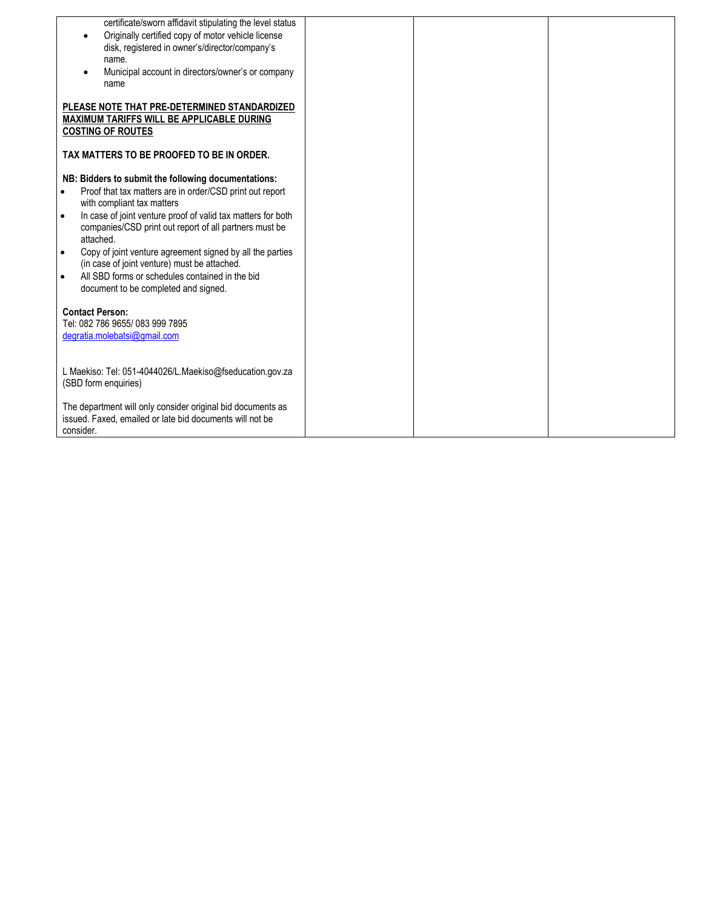| | | | |
|---|---|---|---|
| certificate/sworn affidavit stipulating the level status<br>• Originally certified copy of motor vehicle license disk, registered in owner's/director/company's name.<br>• Municipal account in directors/owner's or company name<br><br>**PLEASE NOTE THAT PRE-DETERMINED STANDARDIZED MAXIMUM TARIFFS WILL BE APPLICABLE DURING COSTING OF ROUTES**<br><br>**TAX MATTERS TO BE PROOFED TO BE IN ORDER.**<br><br>**NB: Bidders to submit the following documentations:**<br>• Proof that tax matters are in order/CSD print out report with compliant tax matters<br>• In case of joint venture proof of valid tax matters for both companies/CSD print out report of all partners must be attached.<br>• Copy of joint venture agreement signed by all the parties (in case of joint venture) must be attached.<br>• All SBD forms or schedules contained in the bid document to be completed and signed.<br><br>**Contact Person:**<br>Tel: 082 786 9655/ 083 999 7895<br>degratia.molebatsi@gmail.com<br><br>L Maekiso: Tel: 051-4044026/L.Maekiso@fseducation.gov.za (SBD form enquiries)<br><br>The department will only consider original bid documents as issued. Faxed, emailed or late bid documents will not be consider. | | | |